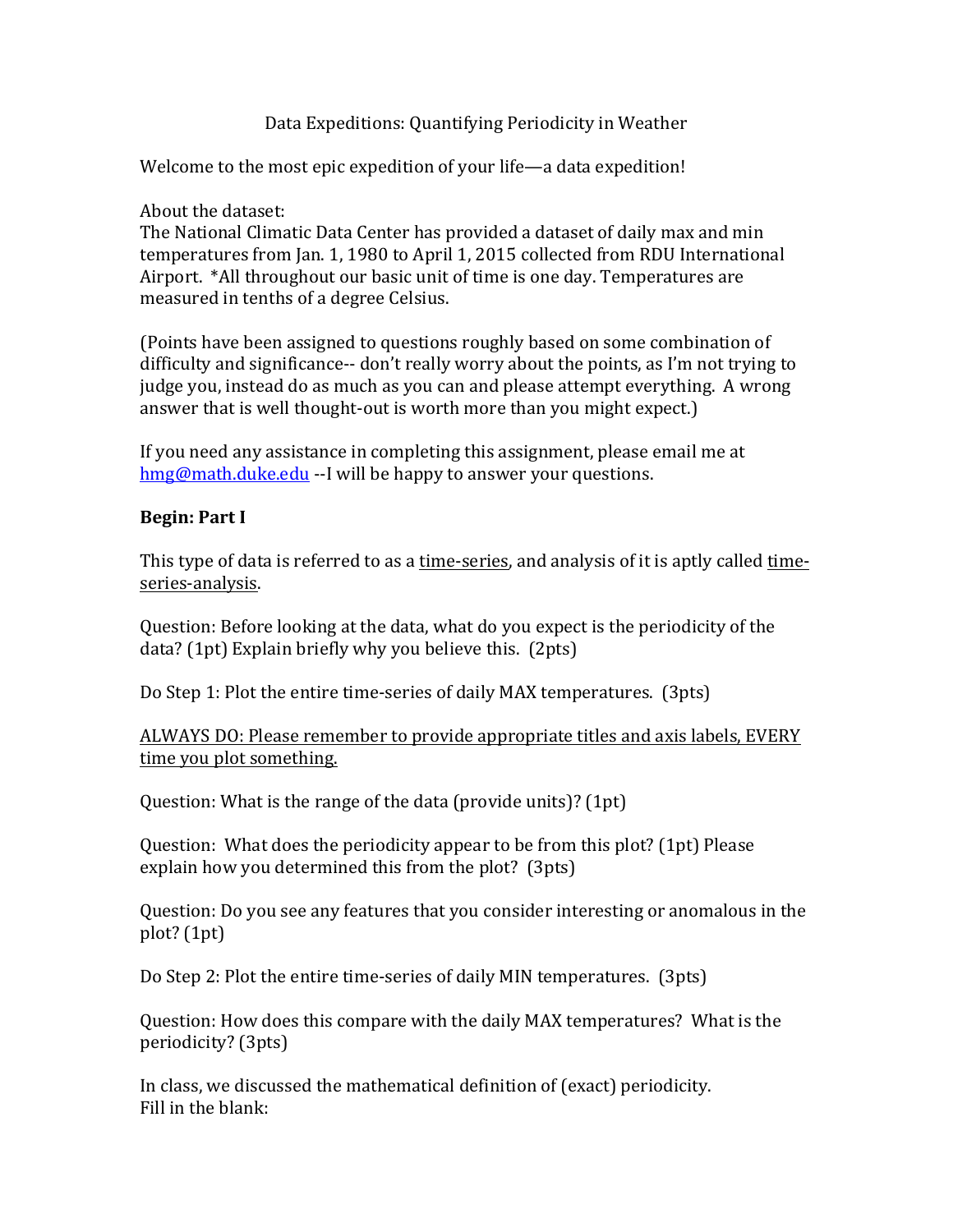Data Expeditions: Quantifying Periodicity in Weather

Welcome to the most epic expedition of your life—a data expedition!

About the dataset:
The National Climatic Data Center has provided a dataset of daily max and min temperatures from Jan. 1, 1980 to April 1, 2015 collected from RDU International Airport. *All throughout our basic unit of time is one day. Temperatures are measured in tenths of a degree Celsius.

(Points have been assigned to questions roughly based on some combination of difficulty and significance-- don't really worry about the points, as I'm not trying to judge you, instead do as much as you can and please attempt everything. A wrong answer that is well thought-out is worth more than you might expect.)

If you need any assistance in completing this assignment, please email me at hmg@math.duke.edu --I will be happy to answer your questions.

**Begin: Part I**

This type of data is referred to as a <u>time-series</u>, and analysis of it is aptly called <u>time-series-analysis</u>.

Question: Before looking at the data, what do you expect is the periodicity of the data? (1pt) Explain briefly why you believe this. (2pts)

Do Step 1: Plot the entire time-series of daily MAX temperatures. (3pts)

<u>ALWAYS DO: Please remember to provide appropriate titles and axis labels, EVERY time you plot something.</u>

Question: What is the range of the data (provide units)? (1pt)

Question: What does the periodicity appear to be from this plot? (1pt) Please explain how you determined this from the plot? (3pts)

Question: Do you see any features that you consider interesting or anomalous in the plot? (1pt)

Do Step 2: Plot the entire time-series of daily MIN temperatures. (3pts)

Question: How does this compare with the daily MAX temperatures? What is the periodicity? (3pts)

In class, we discussed the mathematical definition of (exact) periodicity.
Fill in the blank: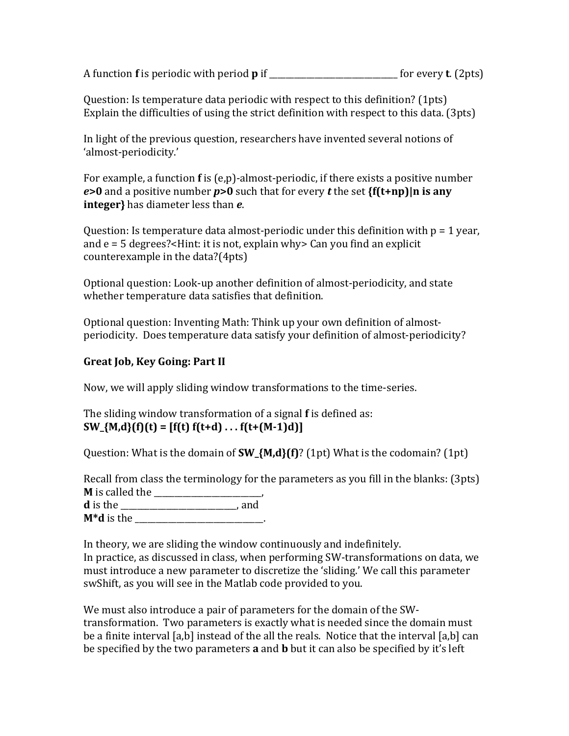A function **f** is periodic with period **p** if _______________________________ for every **t**. (2pts)

Question: Is temperature data periodic with respect to this definition? (1pts)
Explain the difficulties of using the strict definition with respect to this data. (3pts)

In light of the previous question, researchers have invented several notions of 'almost-periodicity.'

For example, a function **f** is (e,p)-almost-periodic, if there exists a positive number ***e*>0** and a positive number ***p*>0** such that for every ***t*** the set **{f(t+np)|n is any integer}** has diameter less than ***e***.

Question: Is temperature data almost-periodic under this definition with p = 1 year, and e = 5 degrees?<Hint: it is not, explain why> Can you find an explicit counterexample in the data?(4pts)

Optional question: Look-up another definition of almost-periodicity, and state whether temperature data satisfies that definition.

Optional question: Inventing Math: Think up your own definition of almost-periodicity. Does temperature data satisfy your definition of almost-periodicity?

**Great Job, Key Going: Part II**

Now, we will apply sliding window transformations to the time-series.

The sliding window transformation of a signal **f** is defined as:
**SW_{M,d}(f)(t) = [f(t) f(t+d) . . . f(t+(M-1)d)]**

Question: What is the domain of **SW_{M,d}(f)**? (1pt) What is the codomain? (1pt)

Recall from class the terminology for the parameters as you fill in the blanks: (3pts)
**M** is called the __________________________,
**d** is the ____________________________, and
**M*d** is the ________________________________.

In theory, we are sliding the window continuously and indefinitely.
In practice, as discussed in class, when performing SW-transformations on data, we must introduce a new parameter to discretize the 'sliding.' We call this parameter swShift, as you will see in the Matlab code provided to you.

We must also introduce a pair of parameters for the domain of the SW-transformation. Two parameters is exactly what is needed since the domain must be a finite interval [a,b] instead of the all the reals. Notice that the interval [a,b] can be specified by the two parameters **a** and **b** but it can also be specified by it's left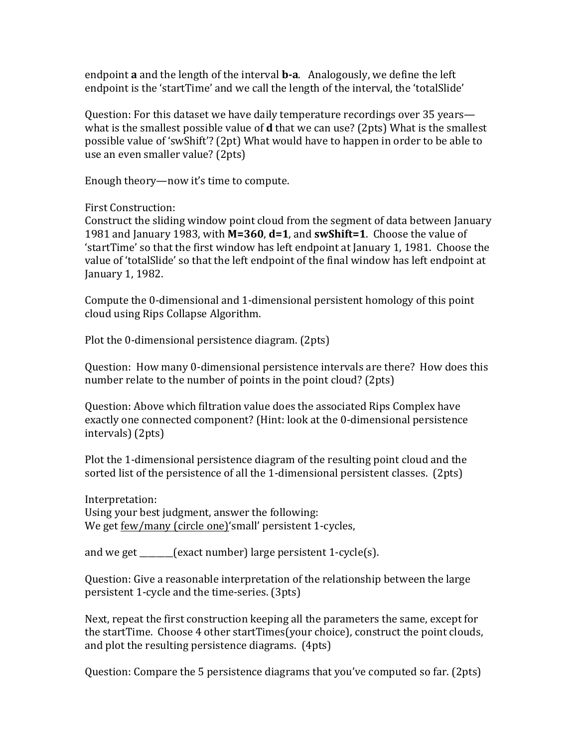endpoint **a** and the length of the interval **b-a**. Analogously, we define the left endpoint is the 'startTime' and we call the length of the interval, the 'totalSlide'

Question: For this dataset we have daily temperature recordings over 35 years—what is the smallest possible value of **d** that we can use? (2pts) What is the smallest possible value of 'swShift'? (2pt) What would have to happen in order to be able to use an even smaller value? (2pts)

Enough theory—now it's time to compute.

First Construction:
Construct the sliding window point cloud from the segment of data between January 1981 and January 1983, with **M=360**, **d=1**, and **swShift=1**. Choose the value of 'startTime' so that the first window has left endpoint at January 1, 1981. Choose the value of 'totalSlide' so that the left endpoint of the final window has left endpoint at January 1, 1982.

Compute the 0-dimensional and 1-dimensional persistent homology of this point cloud using Rips Collapse Algorithm.

Plot the 0-dimensional persistence diagram. (2pts)

Question: How many 0-dimensional persistence intervals are there? How does this number relate to the number of points in the point cloud? (2pts)

Question: Above which filtration value does the associated Rips Complex have exactly one connected component? (Hint: look at the 0-dimensional persistence intervals) (2pts)

Plot the 1-dimensional persistence diagram of the resulting point cloud and the sorted list of the persistence of all the 1-dimensional persistent classes. (2pts)

Interpretation:
Using your best judgment, answer the following:
We get <u>few/many (circle one)</u>'small' persistent 1-cycles,

and we get ________(exact number) large persistent 1-cycle(s).

Question: Give a reasonable interpretation of the relationship between the large persistent 1-cycle and the time-series. (3pts)

Next, repeat the first construction keeping all the parameters the same, except for the startTime. Choose 4 other startTimes(your choice), construct the point clouds, and plot the resulting persistence diagrams. (4pts)

Question: Compare the 5 persistence diagrams that you've computed so far. (2pts)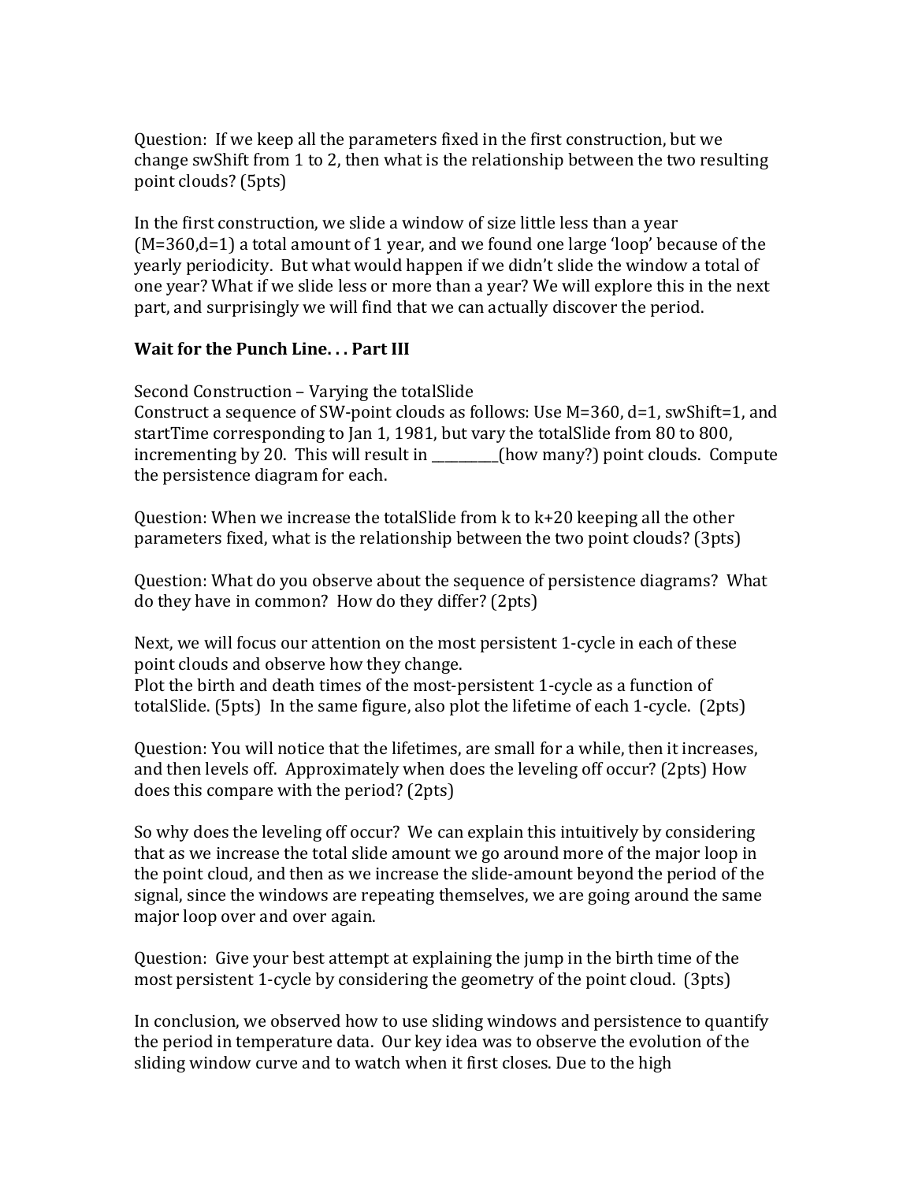Question: If we keep all the parameters fixed in the first construction, but we change swShift from 1 to 2, then what is the relationship between the two resulting point clouds? (5pts)

In the first construction, we slide a window of size little less than a year (M=360,d=1) a total amount of 1 year, and we found one large 'loop' because of the yearly periodicity. But what would happen if we didn't slide the window a total of one year? What if we slide less or more than a year? We will explore this in the next part, and surprisingly we will find that we can actually discover the period.

**Wait for the Punch Line. . . Part III**

Second Construction – Varying the totalSlide

Construct a sequence of SW-point clouds as follows: Use M=360, d=1, swShift=1, and startTime corresponding to Jan 1, 1981, but vary the totalSlide from 80 to 800, incrementing by 20. This will result in __________(how many?) point clouds. Compute the persistence diagram for each.

Question: When we increase the totalSlide from k to k+20 keeping all the other parameters fixed, what is the relationship between the two point clouds? (3pts)

Question: What do you observe about the sequence of persistence diagrams? What do they have in common? How do they differ? (2pts)

Next, we will focus our attention on the most persistent 1-cycle in each of these point clouds and observe how they change.

Plot the birth and death times of the most-persistent 1-cycle as a function of totalSlide. (5pts) In the same figure, also plot the lifetime of each 1-cycle. (2pts)

Question: You will notice that the lifetimes, are small for a while, then it increases, and then levels off. Approximately when does the leveling off occur? (2pts) How does this compare with the period? (2pts)

So why does the leveling off occur? We can explain this intuitively by considering that as we increase the total slide amount we go around more of the major loop in the point cloud, and then as we increase the slide-amount beyond the period of the signal, since the windows are repeating themselves, we are going around the same major loop over and over again.

Question: Give your best attempt at explaining the jump in the birth time of the most persistent 1-cycle by considering the geometry of the point cloud. (3pts)

In conclusion, we observed how to use sliding windows and persistence to quantify the period in temperature data. Our key idea was to observe the evolution of the sliding window curve and to watch when it first closes. Due to the high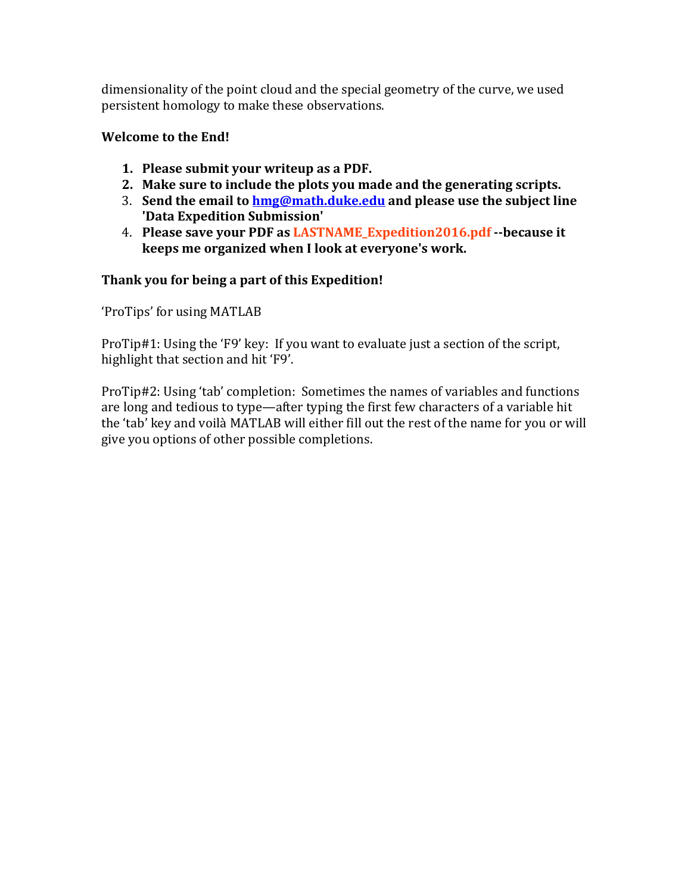dimensionality of the point cloud and the special geometry of the curve, we used persistent homology to make these observations.

**Welcome to the End!**

1. **Please submit your writeup as a PDF.**
2. **Make sure to include the plots you made and the generating scripts.**
3. **Send the email to [hmg@math.duke.edu](mailto:hmg@math.duke.edu) and please use the subject line 'Data Expedition Submission'**
4. **Please save your PDF as LASTNAME_Expedition2016.pdf --because it keeps me organized when I look at everyone's work.**

**Thank you for being a part of this Expedition!**

'ProTips' for using MATLAB

ProTip#1: Using the 'F9' key: If you want to evaluate just a section of the script, highlight that section and hit 'F9'.

ProTip#2: Using 'tab' completion: Sometimes the names of variables and functions are long and tedious to type—after typing the first few characters of a variable hit the 'tab' key and voilà MATLAB will either fill out the rest of the name for you or will give you options of other possible completions.